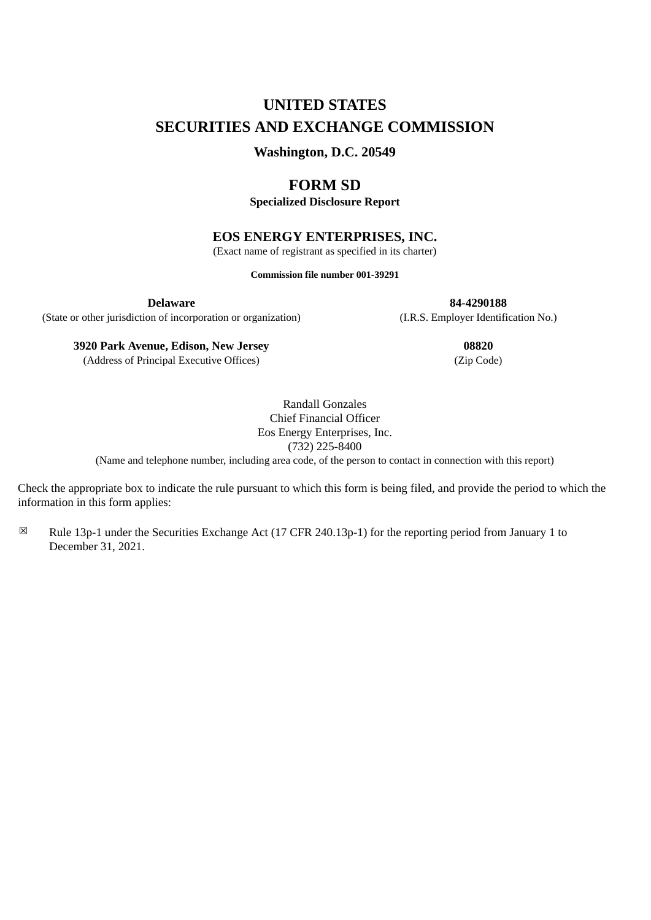# UNITED STATES
# SECURITIES AND EXCHANGE COMMISSION

**Washington, D.C. 20549**

## FORM SD

**Specialized Disclosure Report**

**EOS ENERGY ENTERPRISES, INC.**

(Exact name of registrant as specified in its charter)

**Commission file number 001-39291**

| **Delaware** | **84-4290188** |
|---|---|
| (State or other jurisdiction of incorporation or organization) | (I.R.S. Employer Identification No.) |
| **3920 Park Avenue, Edison, New Jersey** | **08820** |
| (Address of Principal Executive Offices) | (Zip Code) |

Randall Gonzales
Chief Financial Officer
Eos Energy Enterprises, Inc.
(732) 225-8400
(Name and telephone number, including area code, of the person to contact in connection with this report)

Check the appropriate box to indicate the rule pursuant to which this form is being filed, and provide the period to which the information in this form applies:

☒ Rule 13p-1 under the Securities Exchange Act (17 CFR 240.13p-1) for the reporting period from January 1 to December 31, 2021.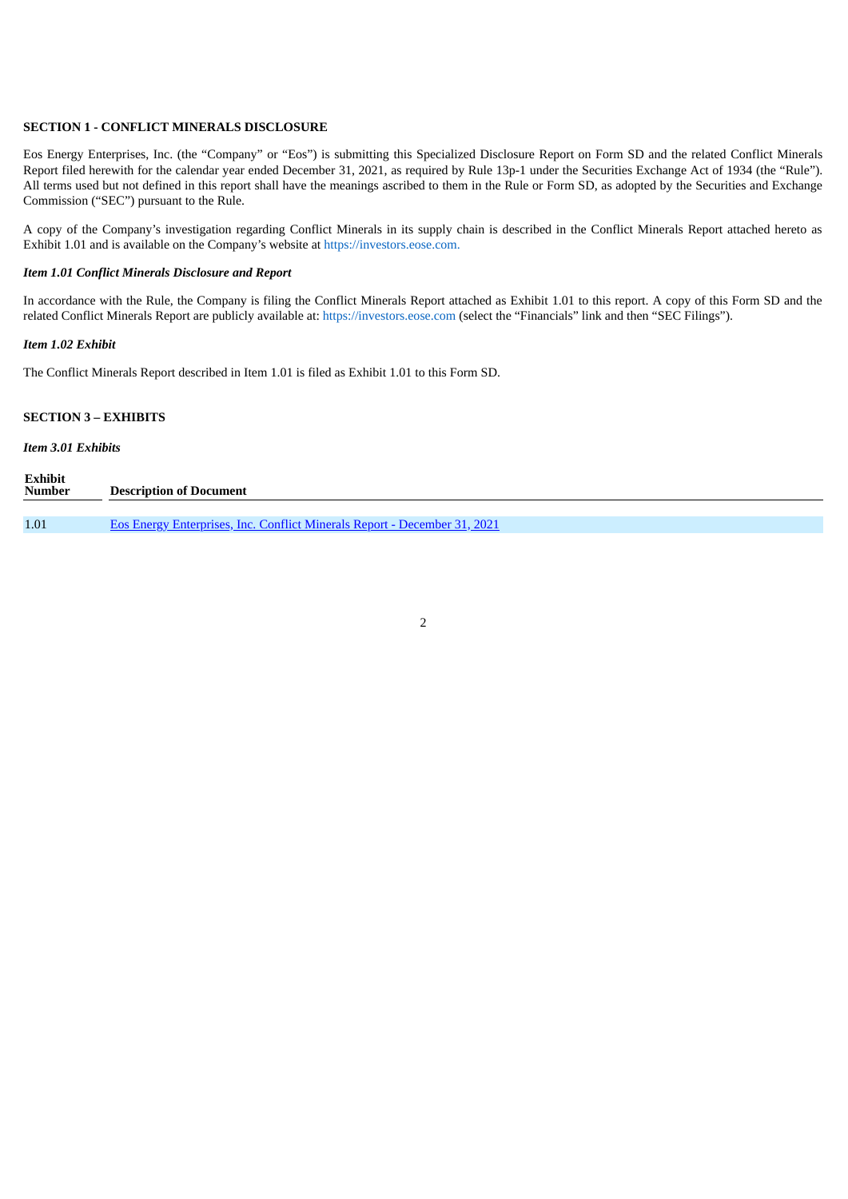**SECTION 1 - CONFLICT MINERALS DISCLOSURE**

Eos Energy Enterprises, Inc. (the "Company" or "Eos") is submitting this Specialized Disclosure Report on Form SD and the related Conflict Minerals Report filed herewith for the calendar year ended December 31, 2021, as required by Rule 13p-1 under the Securities Exchange Act of 1934 (the "Rule"). All terms used but not defined in this report shall have the meanings ascribed to them in the Rule or Form SD, as adopted by the Securities and Exchange Commission ("SEC") pursuant to the Rule.

A copy of the Company's investigation regarding Conflict Minerals in its supply chain is described in the Conflict Minerals Report attached hereto as Exhibit 1.01 and is available on the Company's website at https://investors.eose.com.

***Item 1.01 Conflict Minerals Disclosure and Report***

In accordance with the Rule, the Company is filing the Conflict Minerals Report attached as Exhibit 1.01 to this report. A copy of this Form SD and the related Conflict Minerals Report are publicly available at: https://investors.eose.com (select the "Financials" link and then "SEC Filings").

***Item 1.02 Exhibit***

The Conflict Minerals Report described in Item 1.01 is filed as Exhibit 1.01 to this Form SD.

**SECTION 3 – EXHIBITS**

***Item 3.01 Exhibits***

| Exhibit Number | Description of Document |
|---|---|
| 1.01 | Eos Energy Enterprises, Inc. Conflict Minerals Report - December 31, 2021 |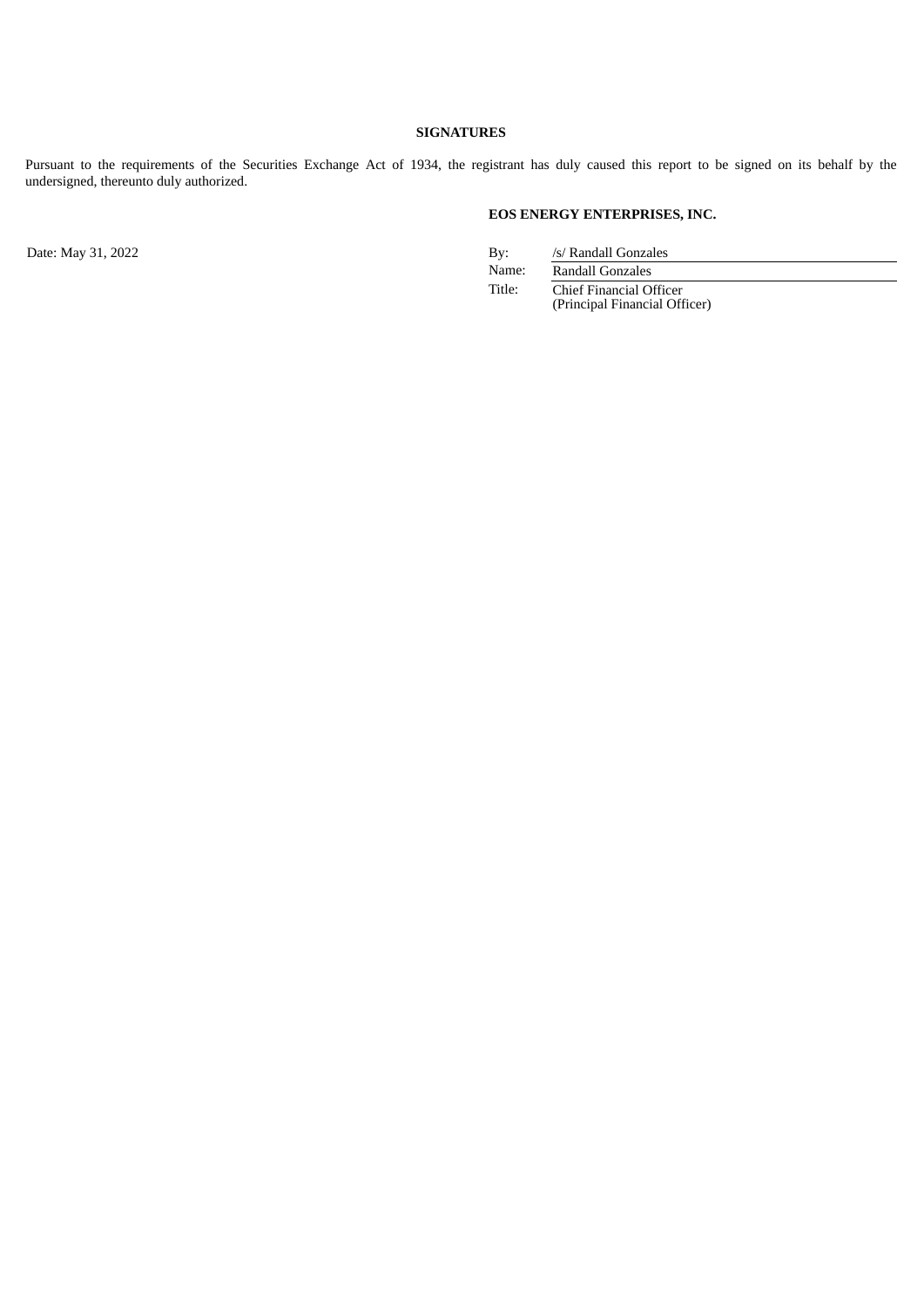**SIGNATURES**

Pursuant to the requirements of the Securities Exchange Act of 1934, the registrant has duly caused this report to be signed on its behalf by the undersigned, thereunto duly authorized.

**EOS ENERGY ENTERPRISES, INC.**

Date: May 31, 2022

| | |
|---|---|
| By: | /s/ Randall Gonzales |
| Name: | Randall Gonzales |
| Title: | Chief Financial Officer<br>(Principal Financial Officer) |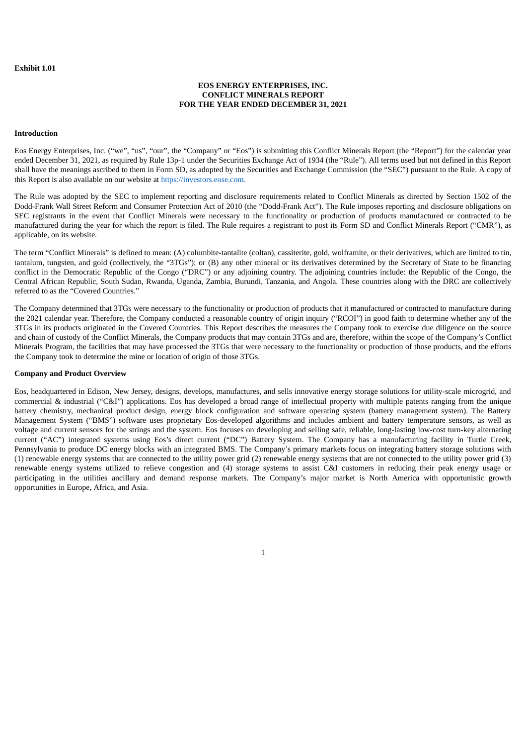**Exhibit 1.01**

**EOS ENERGY ENTERPRISES, INC.**
**CONFLICT MINERALS REPORT**
**FOR THE YEAR ENDED DECEMBER 31, 2021**

**Introduction**

Eos Energy Enterprises, Inc. ("we", "us", "our", the "Company" or "Eos") is submitting this Conflict Minerals Report (the "Report") for the calendar year ended December 31, 2021, as required by Rule 13p-1 under the Securities Exchange Act of 1934 (the "Rule"). All terms used but not defined in this Report shall have the meanings ascribed to them in Form SD, as adopted by the Securities and Exchange Commission (the "SEC") pursuant to the Rule. A copy of this Report is also available on our website at https://investors.eose.com.

The Rule was adopted by the SEC to implement reporting and disclosure requirements related to Conflict Minerals as directed by Section 1502 of the Dodd-Frank Wall Street Reform and Consumer Protection Act of 2010 (the "Dodd-Frank Act"). The Rule imposes reporting and disclosure obligations on SEC registrants in the event that Conflict Minerals were necessary to the functionality or production of products manufactured or contracted to be manufactured during the year for which the report is filed. The Rule requires a registrant to post its Form SD and Conflict Minerals Report ("CMR"), as applicable, on its website.

The term "Conflict Minerals" is defined to mean: (A) columbite-tantalite (coltan), cassiterite, gold, wolframite, or their derivatives, which are limited to tin, tantalum, tungsten, and gold (collectively, the "3TGs"); or (B) any other mineral or its derivatives determined by the Secretary of State to be financing conflict in the Democratic Republic of the Congo ("DRC") or any adjoining country. The adjoining countries include: the Republic of the Congo, the Central African Republic, South Sudan, Rwanda, Uganda, Zambia, Burundi, Tanzania, and Angola. These countries along with the DRC are collectively referred to as the "Covered Countries."

The Company determined that 3TGs were necessary to the functionality or production of products that it manufactured or contracted to manufacture during the 2021 calendar year. Therefore, the Company conducted a reasonable country of origin inquiry ("RCOI") in good faith to determine whether any of the 3TGs in its products originated in the Covered Countries. This Report describes the measures the Company took to exercise due diligence on the source and chain of custody of the Conflict Minerals, the Company products that may contain 3TGs and are, therefore, within the scope of the Company's Conflict Minerals Program, the facilities that may have processed the 3TGs that were necessary to the functionality or production of those products, and the efforts the Company took to determine the mine or location of origin of those 3TGs.

**Company and Product Overview**

Eos, headquartered in Edison, New Jersey, designs, develops, manufactures, and sells innovative energy storage solutions for utility-scale microgrid, and commercial & industrial ("C&I") applications. Eos has developed a broad range of intellectual property with multiple patents ranging from the unique battery chemistry, mechanical product design, energy block configuration and software operating system (battery management system). The Battery Management System ("BMS") software uses proprietary Eos-developed algorithms and includes ambient and battery temperature sensors, as well as voltage and current sensors for the strings and the system. Eos focuses on developing and selling safe, reliable, long-lasting low-cost turn-key alternating current ("AC") integrated systems using Eos's direct current ("DC") Battery System. The Company has a manufacturing facility in Turtle Creek, Pennsylvania to produce DC energy blocks with an integrated BMS. The Company's primary markets focus on integrating battery storage solutions with (1) renewable energy systems that are connected to the utility power grid (2) renewable energy systems that are not connected to the utility power grid (3) renewable energy systems utilized to relieve congestion and (4) storage systems to assist C&I customers in reducing their peak energy usage or participating in the utilities ancillary and demand response markets. The Company's major market is North America with opportunistic growth opportunities in Europe, Africa, and Asia.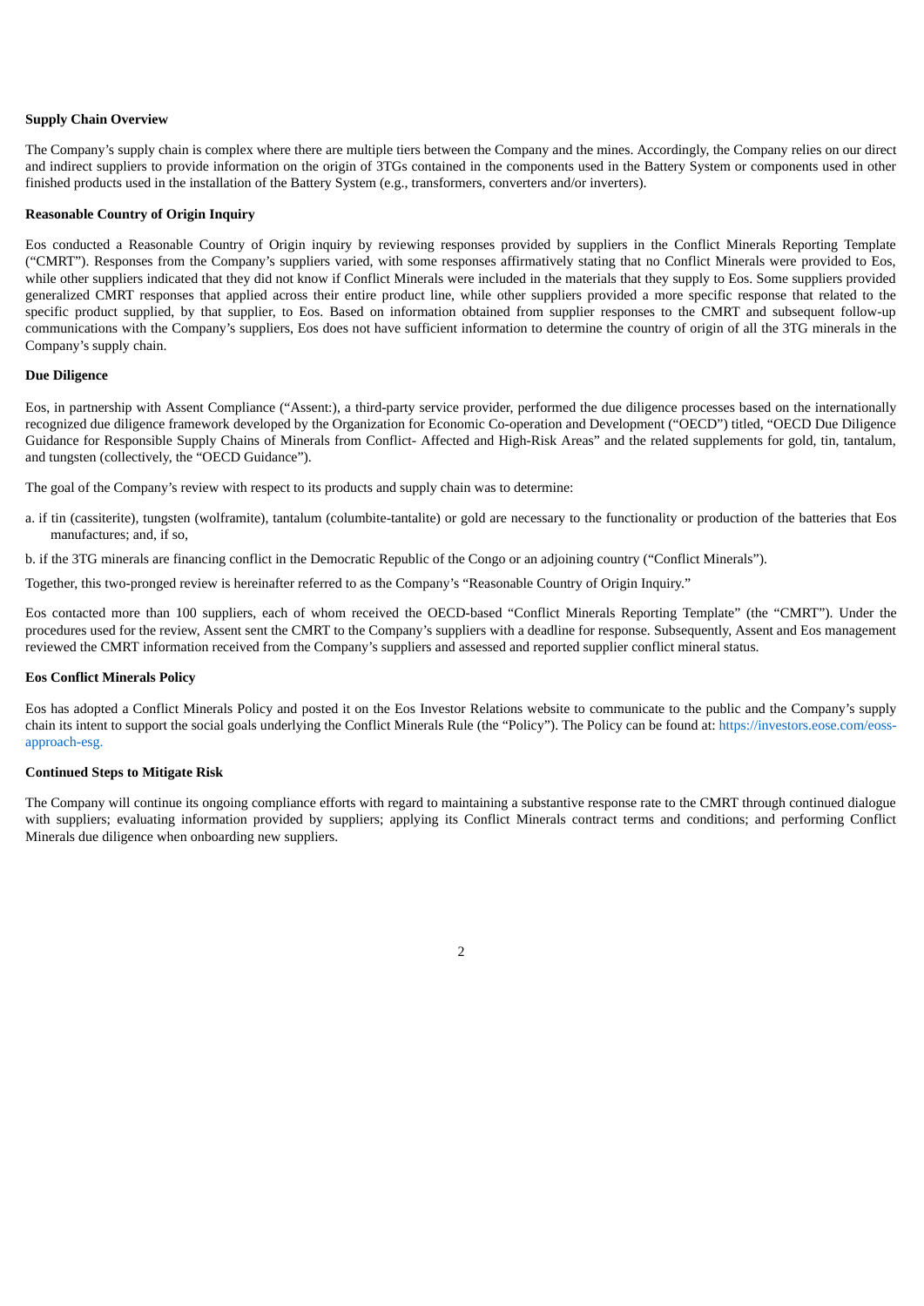**Supply Chain Overview**

The Company's supply chain is complex where there are multiple tiers between the Company and the mines. Accordingly, the Company relies on our direct and indirect suppliers to provide information on the origin of 3TGs contained in the components used in the Battery System or components used in other finished products used in the installation of the Battery System (e.g., transformers, converters and/or inverters).

**Reasonable Country of Origin Inquiry**

Eos conducted a Reasonable Country of Origin inquiry by reviewing responses provided by suppliers in the Conflict Minerals Reporting Template ("CMRT"). Responses from the Company's suppliers varied, with some responses affirmatively stating that no Conflict Minerals were provided to Eos, while other suppliers indicated that they did not know if Conflict Minerals were included in the materials that they supply to Eos. Some suppliers provided generalized CMRT responses that applied across their entire product line, while other suppliers provided a more specific response that related to the specific product supplied, by that supplier, to Eos. Based on information obtained from supplier responses to the CMRT and subsequent follow-up communications with the Company's suppliers, Eos does not have sufficient information to determine the country of origin of all the 3TG minerals in the Company's supply chain.

**Due Diligence**

Eos, in partnership with Assent Compliance ("Assent:), a third-party service provider, performed the due diligence processes based on the internationally recognized due diligence framework developed by the Organization for Economic Co-operation and Development ("OECD") titled, "OECD Due Diligence Guidance for Responsible Supply Chains of Minerals from Conflict- Affected and High-Risk Areas" and the related supplements for gold, tin, tantalum, and tungsten (collectively, the "OECD Guidance").

The goal of the Company's review with respect to its products and supply chain was to determine:

a. if tin (cassiterite), tungsten (wolframite), tantalum (columbite-tantalite) or gold are necessary to the functionality or production of the batteries that Eos manufactures; and, if so,

b. if the 3TG minerals are financing conflict in the Democratic Republic of the Congo or an adjoining country ("Conflict Minerals").

Together, this two-pronged review is hereinafter referred to as the Company's "Reasonable Country of Origin Inquiry."

Eos contacted more than 100 suppliers, each of whom received the OECD-based "Conflict Minerals Reporting Template" (the "CMRT"). Under the procedures used for the review, Assent sent the CMRT to the Company's suppliers with a deadline for response. Subsequently, Assent and Eos management reviewed the CMRT information received from the Company's suppliers and assessed and reported supplier conflict mineral status.

**Eos Conflict Minerals Policy**

Eos has adopted a Conflict Minerals Policy and posted it on the Eos Investor Relations website to communicate to the public and the Company's supply chain its intent to support the social goals underlying the Conflict Minerals Rule (the "Policy"). The Policy can be found at: https://investors.eose.com/eoss-approach-esg.

**Continued Steps to Mitigate Risk**

The Company will continue its ongoing compliance efforts with regard to maintaining a substantive response rate to the CMRT through continued dialogue with suppliers; evaluating information provided by suppliers; applying its Conflict Minerals contract terms and conditions; and performing Conflict Minerals due diligence when onboarding new suppliers.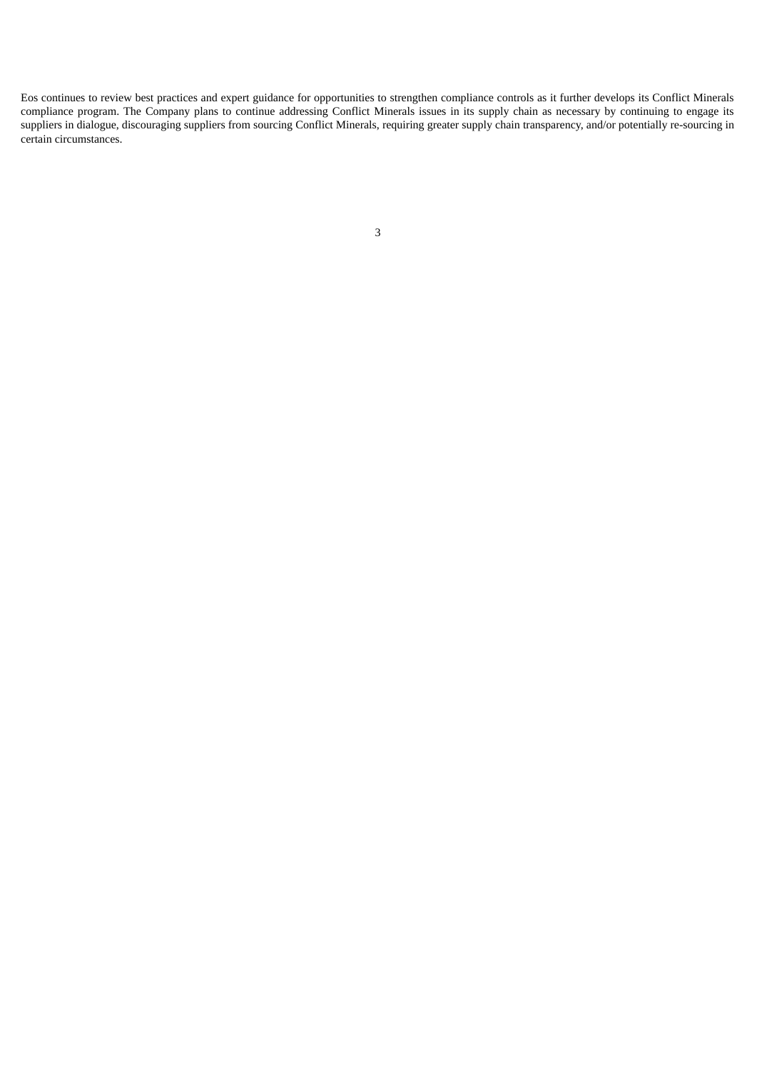Eos continues to review best practices and expert guidance for opportunities to strengthen compliance controls as it further develops its Conflict Minerals compliance program. The Company plans to continue addressing Conflict Minerals issues in its supply chain as necessary by continuing to engage its suppliers in dialogue, discouraging suppliers from sourcing Conflict Minerals, requiring greater supply chain transparency, and/or potentially re-sourcing in certain circumstances.